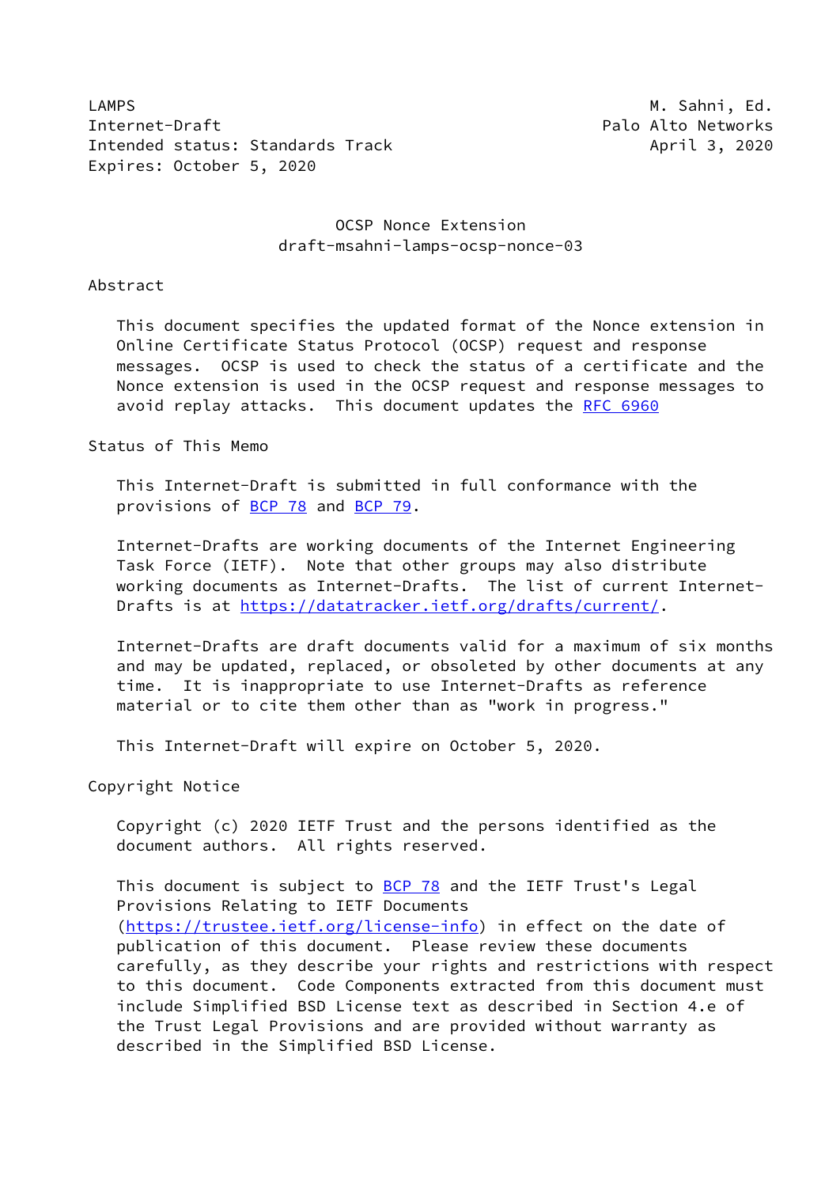LAMPS M. Sahni, Ed.
Internet-Draft Palo Alto Networks
Intended status: Standards Track April 3, 2020
Expires: October 5, 2020

# OCSP Nonce Extension
## draft-msahni-lamps-ocsp-nonce-03

## Abstract

This document specifies the updated format of the Nonce extension in Online Certificate Status Protocol (OCSP) request and response messages. OCSP is used to check the status of a certificate and the Nonce extension is used in the OCSP request and response messages to avoid replay attacks. This document updates the RFC 6960

## Status of This Memo

This Internet-Draft is submitted in full conformance with the provisions of BCP 78 and BCP 79.

Internet-Drafts are working documents of the Internet Engineering Task Force (IETF). Note that other groups may also distribute working documents as Internet-Drafts. The list of current Internet-Drafts is at https://datatracker.ietf.org/drafts/current/.

Internet-Drafts are draft documents valid for a maximum of six months and may be updated, replaced, or obsoleted by other documents at any time. It is inappropriate to use Internet-Drafts as reference material or to cite them other than as "work in progress."

This Internet-Draft will expire on October 5, 2020.

## Copyright Notice

Copyright (c) 2020 IETF Trust and the persons identified as the document authors. All rights reserved.

This document is subject to BCP 78 and the IETF Trust's Legal Provisions Relating to IETF Documents (https://trustee.ietf.org/license-info) in effect on the date of publication of this document. Please review these documents carefully, as they describe your rights and restrictions with respect to this document. Code Components extracted from this document must include Simplified BSD License text as described in Section 4.e of the Trust Legal Provisions and are provided without warranty as described in the Simplified BSD License.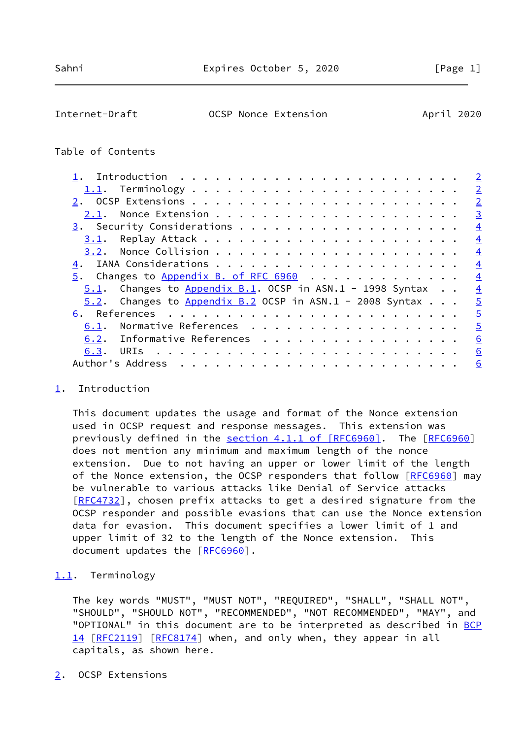Table of Contents

- 1. Introduction . . . . . . . . . . . . . . . . . . . . . . . . 2
  - 1.1. Terminology . . . . . . . . . . . . . . . . . . . . . . 2
- 2. OCSP Extensions . . . . . . . . . . . . . . . . . . . . . . 2
  - 2.1. Nonce Extension . . . . . . . . . . . . . . . . . . . . 3
- 3. Security Considerations . . . . . . . . . . . . . . . . . . 4
  - 3.1. Replay Attack . . . . . . . . . . . . . . . . . . . . . 4
  - 3.2. Nonce Collision . . . . . . . . . . . . . . . . . . . . 4
- 4. IANA Considerations . . . . . . . . . . . . . . . . . . . . 4
- 5. Changes to Appendix B. of RFC 6960 . . . . . . . . . . . . 4
  - 5.1. Changes to Appendix B.1. OCSP in ASN.1 - 1998 Syntax . . 4
  - 5.2. Changes to Appendix B.2 OCSP in ASN.1 - 2008 Syntax . . . 5
- 6. References . . . . . . . . . . . . . . . . . . . . . . . . 5
  - 6.1. Normative References . . . . . . . . . . . . . . . . . 5
  - 6.2. Informative References . . . . . . . . . . . . . . . . 6
  - 6.3. URIs . . . . . . . . . . . . . . . . . . . . . . . . . 6
- Author's Address . . . . . . . . . . . . . . . . . . . . . . . 6

## 1. Introduction

This document updates the usage and format of the Nonce extension used in OCSP request and response messages. This extension was previously defined in the section 4.1.1 of [RFC6960]. The [RFC6960] does not mention any minimum and maximum length of the nonce extension. Due to not having an upper or lower limit of the length of the Nonce extension, the OCSP responders that follow [RFC6960] may be vulnerable to various attacks like Denial of Service attacks [RFC4732], chosen prefix attacks to get a desired signature from the OCSP responder and possible evasions that can use the Nonce extension data for evasion. This document specifies a lower limit of 1 and upper limit of 32 to the length of the Nonce extension. This document updates the [RFC6960].

### 1.1. Terminology

The key words "MUST", "MUST NOT", "REQUIRED", "SHALL", "SHALL NOT", "SHOULD", "SHOULD NOT", "RECOMMENDED", "NOT RECOMMENDED", "MAY", and "OPTIONAL" in this document are to be interpreted as described in BCP 14 [RFC2119] [RFC8174] when, and only when, they appear in all capitals, as shown here.

## 2. OCSP Extensions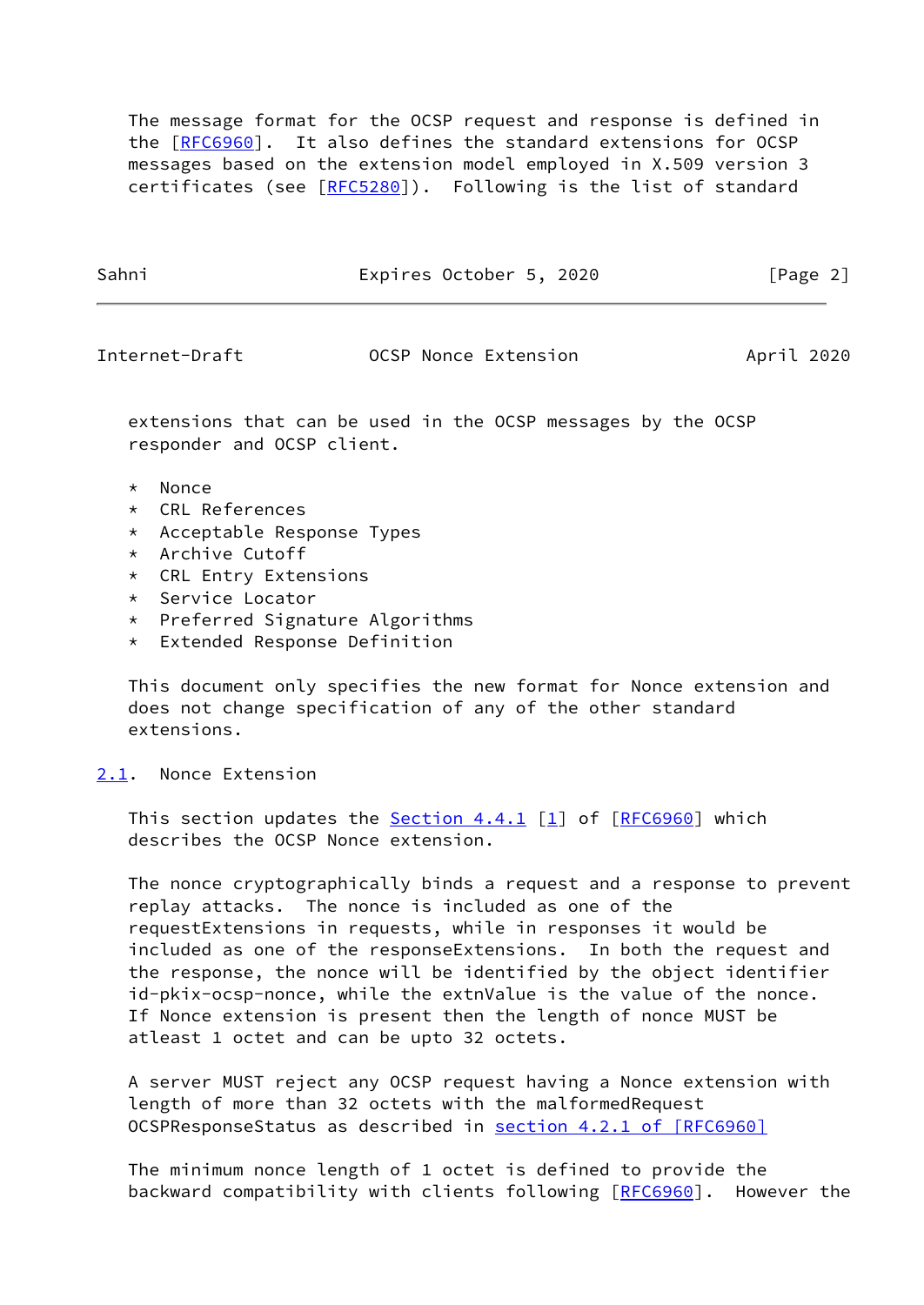The message format for the OCSP request and response is defined in the [RFC6960]. It also defines the standard extensions for OCSP messages based on the extension model employed in X.509 version 3 certificates (see [RFC5280]). Following is the list of standard extensions that can be used in the OCSP messages by the OCSP responder and OCSP client.

* Nonce
* CRL References
* Acceptable Response Types
* Archive Cutoff
* CRL Entry Extensions
* Service Locator
* Preferred Signature Algorithms
* Extended Response Definition

This document only specifies the new format for Nonce extension and does not change specification of any of the other standard extensions.

### 2.1. Nonce Extension

This section updates the Section 4.4.1 [1] of [RFC6960] which describes the OCSP Nonce extension.

The nonce cryptographically binds a request and a response to prevent replay attacks. The nonce is included as one of the requestExtensions in requests, while in responses it would be included as one of the responseExtensions. In both the request and the response, the nonce will be identified by the object identifier id-pkix-ocsp-nonce, while the extnValue is the value of the nonce. If Nonce extension is present then the length of nonce MUST be atleast 1 octet and can be upto 32 octets.

A server MUST reject any OCSP request having a Nonce extension with length of more than 32 octets with the malformedRequest OCSPResponseStatus as described in section 4.2.1 of [RFC6960]

The minimum nonce length of 1 octet is defined to provide the backward compatibility with clients following [RFC6960]. However the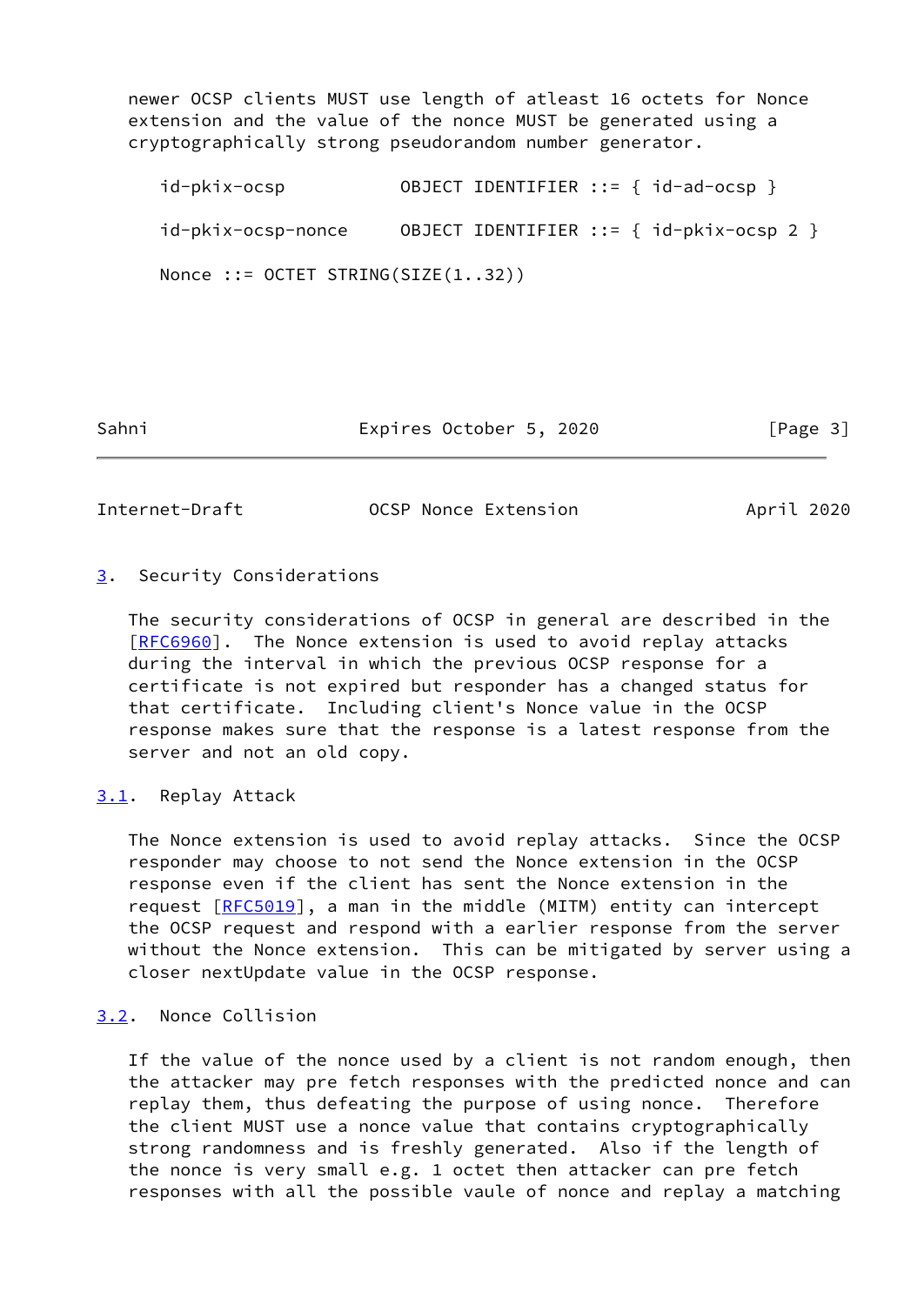newer OCSP clients MUST use length of atleast 16 octets for Nonce extension and the value of the nonce MUST be generated using a cryptographically strong pseudorandom number generator.

```
id-pkix-ocsp           OBJECT IDENTIFIER ::= { id-ad-ocsp }

id-pkix-ocsp-nonce     OBJECT IDENTIFIER ::= { id-pkix-ocsp 2 }

Nonce ::= OCTET STRING(SIZE(1..32))
```

## 3. Security Considerations

The security considerations of OCSP in general are described in the [RFC6960]. The Nonce extension is used to avoid replay attacks during the interval in which the previous OCSP response for a certificate is not expired but responder has a changed status for that certificate. Including client's Nonce value in the OCSP response makes sure that the response is a latest response from the server and not an old copy.

### 3.1. Replay Attack

The Nonce extension is used to avoid replay attacks. Since the OCSP responder may choose to not send the Nonce extension in the OCSP response even if the client has sent the Nonce extension in the request [RFC5019], a man in the middle (MITM) entity can intercept the OCSP request and respond with a earlier response from the server without the Nonce extension. This can be mitigated by server using a closer nextUpdate value in the OCSP response.

### 3.2. Nonce Collision

If the value of the nonce used by a client is not random enough, then the attacker may pre fetch responses with the predicted nonce and can replay them, thus defeating the purpose of using nonce. Therefore the client MUST use a nonce value that contains cryptographically strong randomness and is freshly generated. Also if the length of the nonce is very small e.g. 1 octet then attacker can pre fetch responses with all the possible vaule of nonce and replay a matching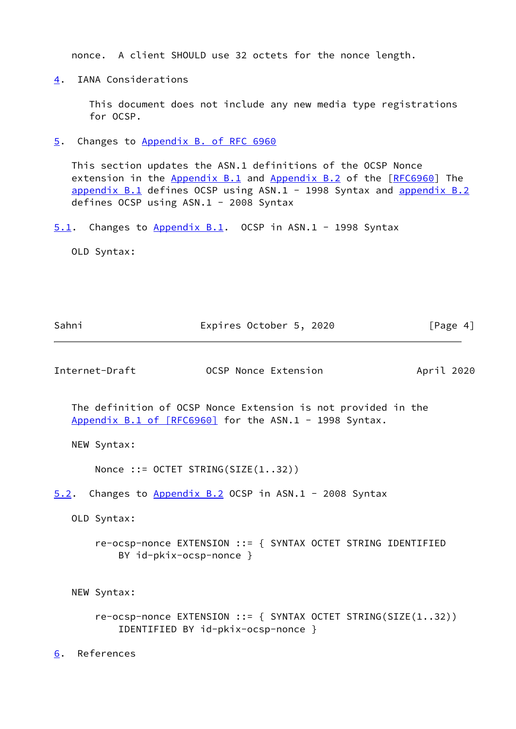nonce. A client SHOULD use 32 octets for the nonce length.

## 4. IANA Considerations

This document does not include any new media type registrations for OCSP.

## 5. Changes to Appendix B. of RFC 6960

This section updates the ASN.1 definitions of the OCSP Nonce extension in the Appendix B.1 and Appendix B.2 of the [RFC6960] The appendix B.1 defines OCSP using ASN.1 - 1998 Syntax and appendix B.2 defines OCSP using ASN.1 - 2008 Syntax

### 5.1. Changes to Appendix B.1. OCSP in ASN.1 - 1998 Syntax

OLD Syntax:

The definition of OCSP Nonce Extension is not provided in the Appendix B.1 of [RFC6960] for the ASN.1 - 1998 Syntax.

NEW Syntax:

```
Nonce ::= OCTET STRING(SIZE(1..32))
```

### 5.2. Changes to Appendix B.2 OCSP in ASN.1 - 2008 Syntax

OLD Syntax:

```
re-ocsp-nonce EXTENSION ::= { SYNTAX OCTET STRING IDENTIFIED
    BY id-pkix-ocsp-nonce }
```

NEW Syntax:

```
re-ocsp-nonce EXTENSION ::= { SYNTAX OCTET STRING(SIZE(1..32))
    IDENTIFIED BY id-pkix-ocsp-nonce }
```

## 6. References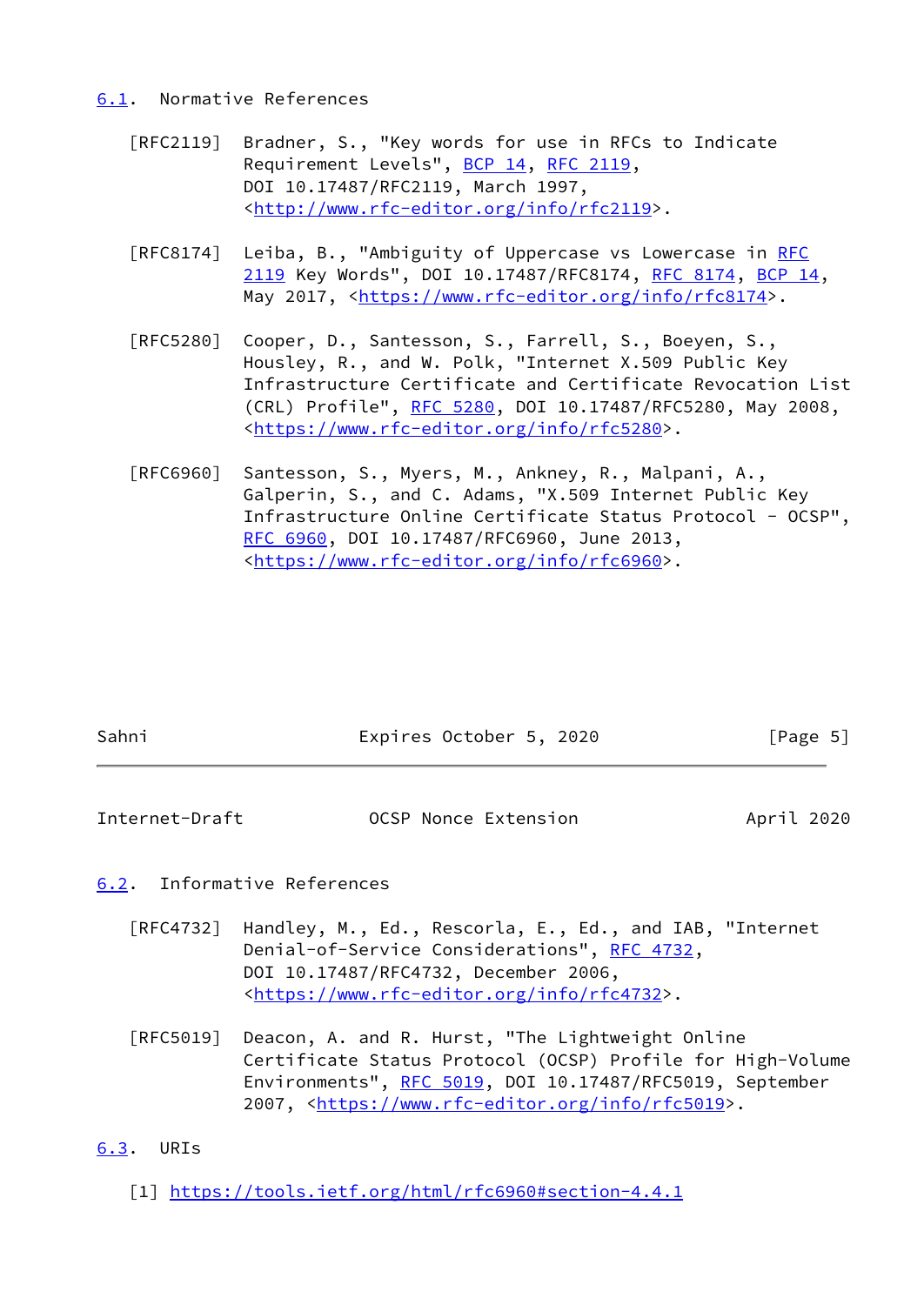### 6.1. Normative References

[RFC2119] Bradner, S., "Key words for use in RFCs to Indicate Requirement Levels", BCP 14, RFC 2119, DOI 10.17487/RFC2119, March 1997, <http://www.rfc-editor.org/info/rfc2119>.

[RFC8174] Leiba, B., "Ambiguity of Uppercase vs Lowercase in RFC 2119 Key Words", DOI 10.17487/RFC8174, RFC 8174, BCP 14, May 2017, <https://www.rfc-editor.org/info/rfc8174>.

[RFC5280] Cooper, D., Santesson, S., Farrell, S., Boeyen, S., Housley, R., and W. Polk, "Internet X.509 Public Key Infrastructure Certificate and Certificate Revocation List (CRL) Profile", RFC 5280, DOI 10.17487/RFC5280, May 2008, <https://www.rfc-editor.org/info/rfc5280>.

[RFC6960] Santesson, S., Myers, M., Ankney, R., Malpani, A., Galperin, S., and C. Adams, "X.509 Internet Public Key Infrastructure Online Certificate Status Protocol - OCSP", RFC 6960, DOI 10.17487/RFC6960, June 2013, <https://www.rfc-editor.org/info/rfc6960>.

### 6.2. Informative References

[RFC4732] Handley, M., Ed., Rescorla, E., Ed., and IAB, "Internet Denial-of-Service Considerations", RFC 4732, DOI 10.17487/RFC4732, December 2006, <https://www.rfc-editor.org/info/rfc4732>.

[RFC5019] Deacon, A. and R. Hurst, "The Lightweight Online Certificate Status Protocol (OCSP) Profile for High-Volume Environments", RFC 5019, DOI 10.17487/RFC5019, September 2007, <https://www.rfc-editor.org/info/rfc5019>.

### 6.3. URIs

[1] https://tools.ietf.org/html/rfc6960#section-4.4.1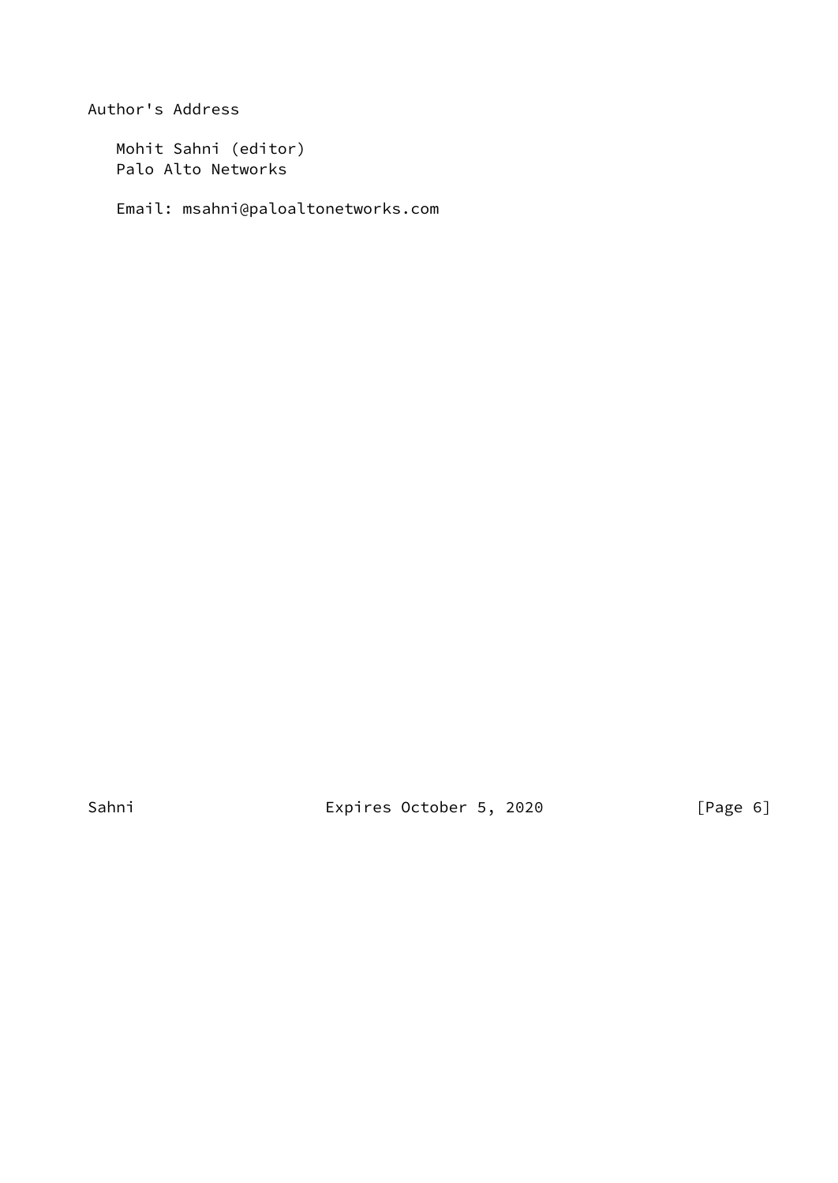# Author's Address

Mohit Sahni (editor)
Palo Alto Networks

Email: msahni@paloaltonetworks.com